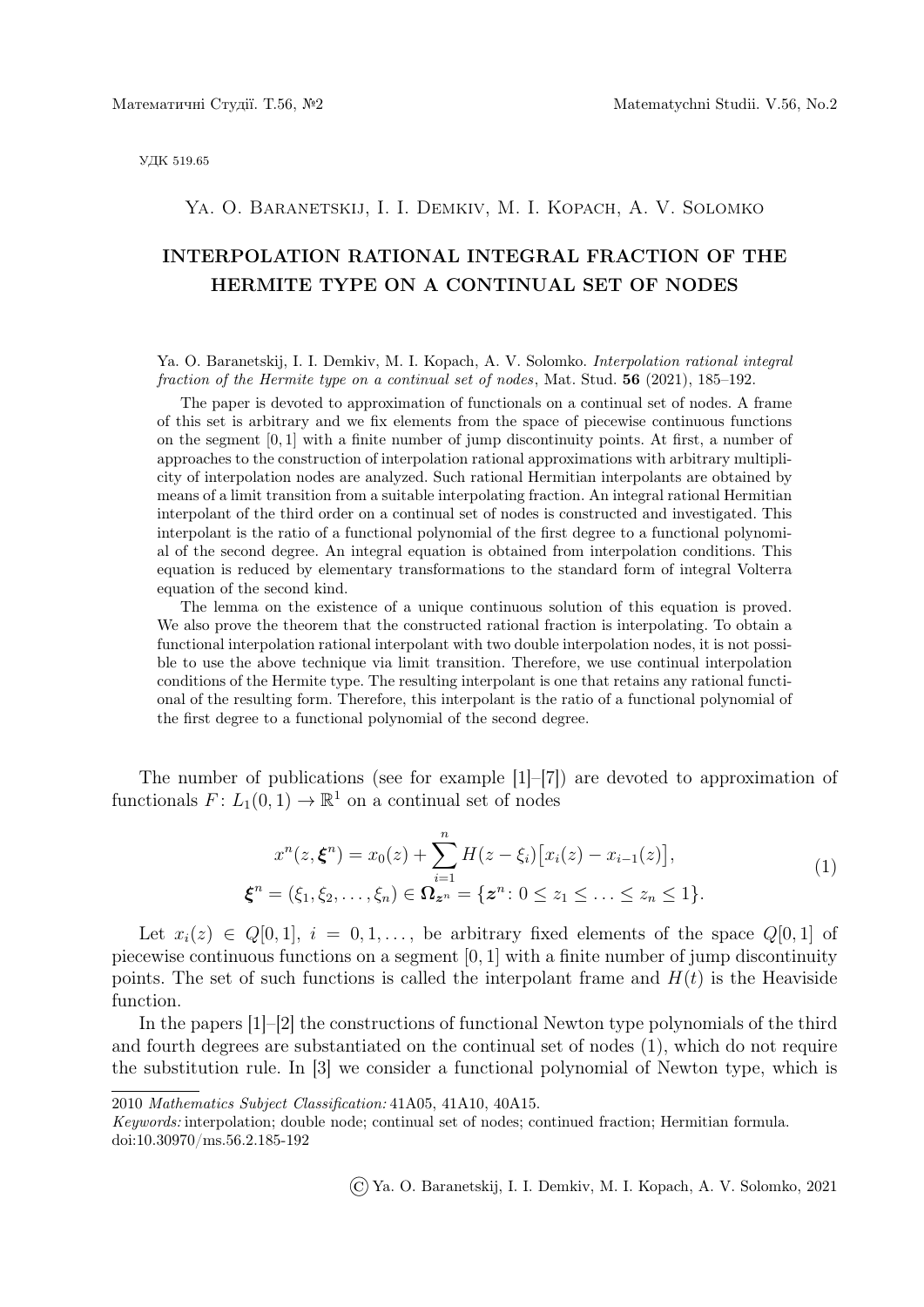УДК 519.65

Ya. O. Baranetskij, I. I. Demkiv, M. I. Kopach, A. V. Solomko

# INTERPOLATION RATIONAL INTEGRAL FRACTION OF THE HERMITE TYPE ON A CONTINUAL SET OF NODES

Ya. O. Baranetskij, I. I. Demkiv, M. I. Kopach, A. V. Solomko. *Interpolation rational integral fraction of the Hermite type on a continual set of nodes*, Mat. Stud. **56** (2021), 185–192.

The paper is devoted to approximation of functionals on a continual set of nodes. A frame of this set is arbitrary and we fix elements from the space of piecewise continuous functions on the segment $[0, 1]$ with a finite number of jump discontinuity points. At first, a number of approaches to the construction of interpolation rational approximations with arbitrary multiplicity of interpolation nodes are analyzed. Such rational Hermitian interpolants are obtained by means of a limit transition from a suitable interpolating fraction. An integral rational Hermitian interpolant of the third order on a continual set of nodes is constructed and investigated. This interpolant is the ratio of a functional polynomial of the first degree to a functional polynomial of the second degree. An integral equation is obtained from interpolation conditions. This equation is reduced by elementary transformations to the standard form of integral Volterra equation of the second kind.

The lemma on the existence of a unique continuous solution of this equation is proved. We also prove the theorem that the constructed rational fraction is interpolating. To obtain a functional interpolation rational interpolant with two double interpolation nodes, it is not possible to use the above technique via limit transition. Therefore, we use continual interpolation conditions of the Hermite type. The resulting interpolant is one that retains any rational functional of the resulting form. Therefore, this interpolant is the ratio of a functional polynomial of the first degree to a functional polynomial of the second degree.

The number of publications (see for example [1]–[7]) are devoted to approximation of functionals $F\colon L_1(0,1) \to \mathbb{R}^1$ on a continual set of nodes

$$
\begin{gathered}
x^n(z, \boldsymbol{\xi}^n) = x_0(z) + \sum_{i=1}^{n} H(z - \xi_i)\big[x_i(z) - x_{i-1}(z)\big], \\
\boldsymbol{\xi}^n = (\xi_1, \xi_2, \ldots, \xi_n) \in \boldsymbol{\Omega}_{\boldsymbol{z}^n} = \{\boldsymbol{z}^n \colon 0 \le z_1 \le \ldots \le z_n \le 1\}.
\end{gathered}
\tag{1}
$$

Let $x_i(z) \in Q[0,1]$, $i = 0, 1, \ldots$, be arbitrary fixed elements of the space $Q[0,1]$ of piecewise continuous functions on a segment $[0,1]$ with a finite number of jump discontinuity points. The set of such functions is called the interpolant frame and $H(t)$ is the Heaviside function.

In the papers [1]–[2] the constructions of functional Newton type polynomials of the third and fourth degrees are substantiated on the continual set of nodes (1), which do not require the substitution rule. In [3] we consider a functional polynomial of Newton type, which is

---

2010 *Mathematics Subject Classification:* 41A05, 41A10, 40A15.

*Keywords:* interpolation; double node; continual set of nodes; continued fraction; Hermitian formula.

doi:10.30970/ms.56.2.185-192

© Ya. O. Baranetskij, I. I. Demkiv, M. I. Kopach, A. V. Solomko, 2021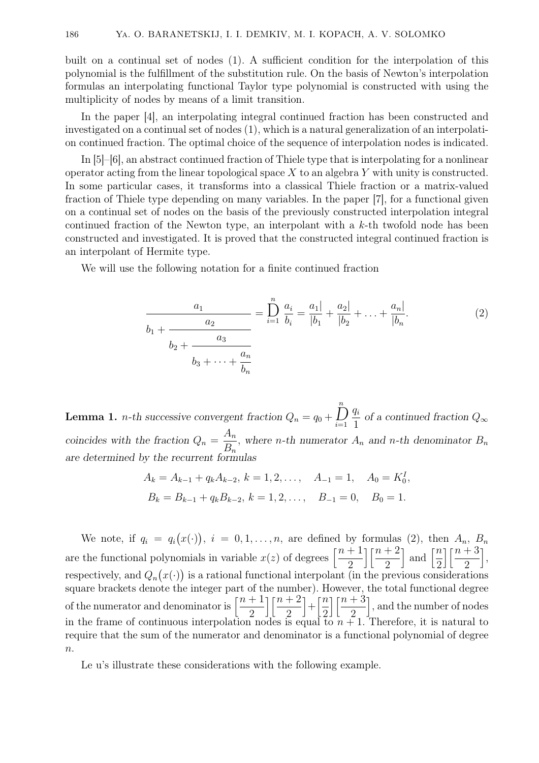built on a continual set of nodes (1). A sufficient condition for the interpolation of this polynomial is the fulfillment of the substitution rule. On the basis of Newton's interpolation formulas an interpolating functional Taylor type polynomial is constructed with using the multiplicity of nodes by means of a limit transition.

In the paper [4], an interpolating integral continued fraction has been constructed and investigated on a continual set of nodes (1), which is a natural generalization of an interpolation continued fraction. The optimal choice of the sequence of interpolation nodes is indicated.

In [5]–[6], an abstract continued fraction of Thiele type that is interpolating for a nonlinear operator acting from the linear topological space $X$ to an algebra $Y$ with unity is constructed. In some particular cases, it transforms into a classical Thiele fraction or a matrix-valued fraction of Thiele type depending on many variables. In the paper [7], for a functional given on a continual set of nodes on the basis of the previously constructed interpolation integral continued fraction of the Newton type, an interpolant with a $k$-th twofold node has been constructed and investigated. It is proved that the constructed integral continued fraction is an interpolant of Hermite type.

We will use the following notation for a finite continued fraction

$$\cfrac{a_1}{b_1+\cfrac{a_2}{b_2+\cfrac{a_3}{b_3+\cdots+\cfrac{a_n}{b_n}}}} = \mathop{\mathrm{D}}_{i=1}^{n} \frac{a_i}{b_i} = \frac{a_1|}{|b_1} + \frac{a_2|}{|b_2} + \ldots + \frac{a_n|}{|b_n}. \tag{2}$$

**Lemma 1.** *$n$-th successive convergent fraction $Q_n = q_0 + \mathop{\mathrm{D}}\limits_{i=1}^{n} \dfrac{q_i}{1}$ of a continued fraction $Q_\infty$ coincides with the fraction $Q_n = \dfrac{A_n}{B_n}$, where $n$-th numerator $A_n$ and $n$-th denominator $B_n$ are determined by the recurrent formulas*

$$A_k = A_{k-1} + q_k A_{k-2},\ k = 1, 2, \ldots, \quad A_{-1} = 1, \quad A_0 = K_0^I,$$
$$B_k = B_{k-1} + q_k B_{k-2},\ k = 1, 2, \ldots, \quad B_{-1} = 0, \quad B_0 = 1.$$

We note, if $q_i = q_i\big(x(\cdot)\big),\ i = 0, 1, \ldots, n$, are defined by formulas (2), then $A_n$, $B_n$ are the functional polynomials in variable $x(z)$ of degrees $\left[\dfrac{n+1}{2}\right]\left[\dfrac{n+2}{2}\right]$ and $\left[\dfrac{n}{2}\right]\left[\dfrac{n+3}{2}\right]$, respectively, and $Q_n\big(x(\cdot)\big)$ is a rational functional interpolant (in the previous considerations square brackets denote the integer part of the number). However, the total functional degree of the numerator and denominator is $\left[\dfrac{n+1}{2}\right]\left[\dfrac{n+2}{2}\right]+\left[\dfrac{n}{2}\right]\left[\dfrac{n+3}{2}\right]$, and the number of nodes in the frame of continuous interpolation nodes is equal to $n+1$. Therefore, it is natural to require that the sum of the numerator and denominator is a functional polynomial of degree $n$.

Le u's illustrate these considerations with the following example.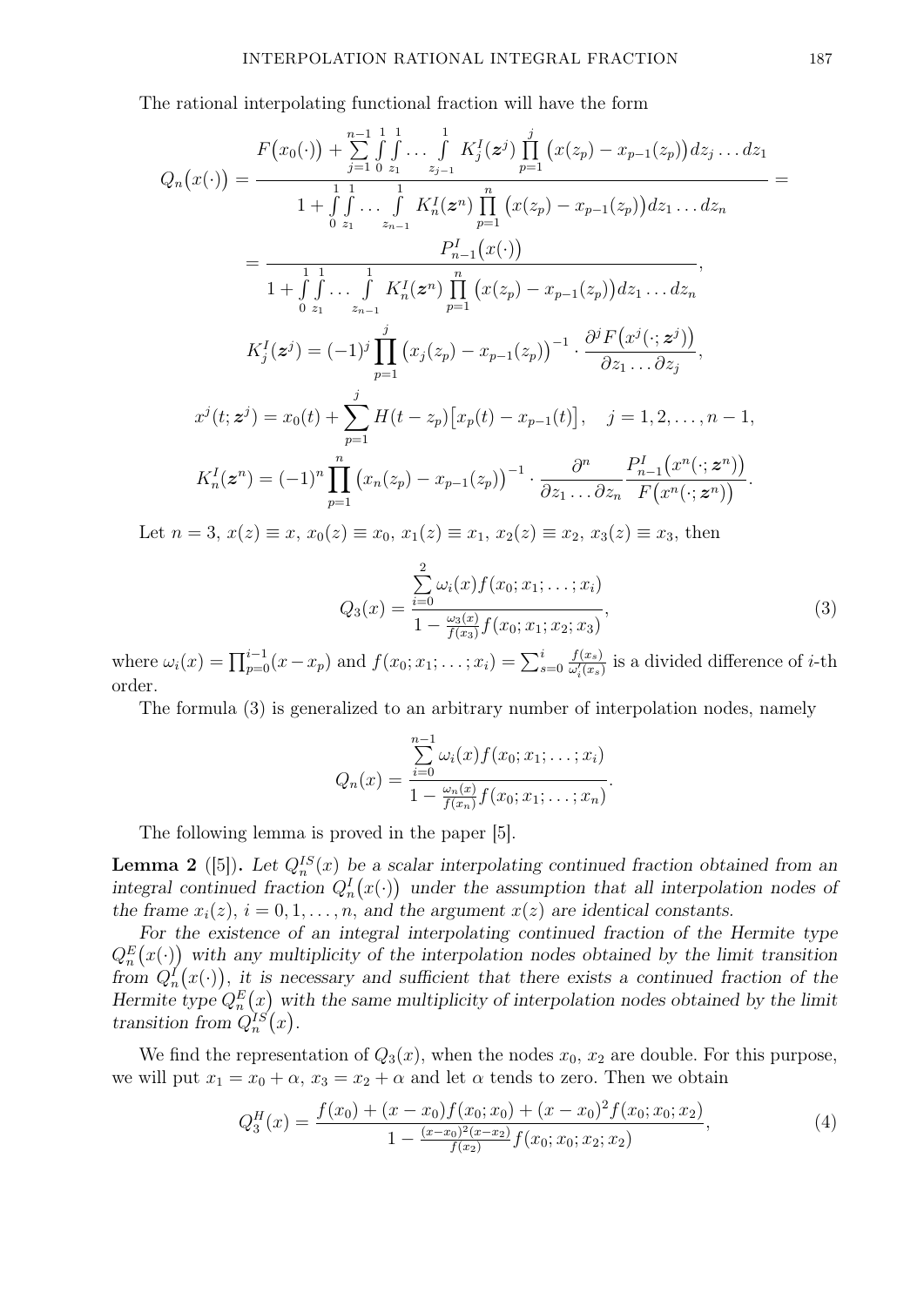The rational interpolating functional fraction will have the form

$$Q_n\big(x(\cdot)\big) = \frac{F\big(x_0(\cdot)\big) + \sum\limits_{j=1}^{n-1} \int\limits_0^1 \int\limits_{z_1}^1 \dots \int\limits_{z_{j-1}}^1 K_j^I(\boldsymbol{z}^j) \prod\limits_{p=1}^{j} \big(x(z_p) - x_{p-1}(z_p)\big) dz_j \dots dz_1}{1 + \int\limits_0^1 \int\limits_{z_1}^1 \dots \int\limits_{z_{n-1}}^1 K_n^I(\boldsymbol{z}^n) \prod\limits_{p=1}^{n} \big(x(z_p) - x_{p-1}(z_p)\big) dz_1 \dots dz_n} =$$

$$= \frac{P_{n-1}^I\big(x(\cdot)\big)}{1 + \int\limits_0^1 \int\limits_{z_1}^1 \dots \int\limits_{z_{n-1}}^1 K_n^I(\boldsymbol{z}^n) \prod\limits_{p=1}^{n} \big(x(z_p) - x_{p-1}(z_p)\big) dz_1 \dots dz_n},$$

$$K_j^I(\boldsymbol{z}^j) = (-1)^j \prod_{p=1}^{j} \big(x_j(z_p) - x_{p-1}(z_p)\big)^{-1} \cdot \frac{\partial^j F\big(x^j(\cdot; \boldsymbol{z}^j)\big)}{\partial z_1 \dots \partial z_j},$$

$$x^j(t; \boldsymbol{z}^j) = x_0(t) + \sum_{p=1}^{j} H(t - z_p)\big[x_p(t) - x_{p-1}(t)\big], \quad j = 1, 2, \dots, n-1,$$

$$K_n^I(\boldsymbol{z}^n) = (-1)^n \prod_{p=1}^{n} \big(x_n(z_p) - x_{p-1}(z_p)\big)^{-1} \cdot \frac{\partial^n}{\partial z_1 \dots \partial z_n} \frac{P_{n-1}^I\big(x^n(\cdot; \boldsymbol{z}^n)\big)}{F\big(x^n(\cdot; \boldsymbol{z}^n)\big)}.$$

Let $n = 3$, $x(z) \equiv x$, $x_0(z) \equiv x_0$, $x_1(z) \equiv x_1$, $x_2(z) \equiv x_2$, $x_3(z) \equiv x_3$, then

$$Q_3(x) = \frac{\sum\limits_{i=0}^{2} \omega_i(x) f(x_0; x_1; \dots; x_i)}{1 - \frac{\omega_3(x)}{f(x_3)} f(x_0; x_1; x_2; x_3)}, \tag{3}$$

where $\omega_i(x) = \prod_{p=0}^{i-1}(x - x_p)$ and $f(x_0; x_1; \dots; x_i) = \sum_{s=0}^{i} \frac{f(x_s)}{\omega_i'(x_s)}$ is a divided difference of $i$-th order.

The formula (3) is generalized to an arbitrary number of interpolation nodes, namely

$$Q_n(x) = \frac{\sum\limits_{i=0}^{n-1} \omega_i(x) f(x_0; x_1; \dots; x_i)}{1 - \frac{\omega_n(x)}{f(x_n)} f(x_0; x_1; \dots; x_n)}.$$

The following lemma is proved in the paper [5].

**Lemma 2** ([5])**.** *Let $Q_n^{IS}(x)$ be a scalar interpolating continued fraction obtained from an integral continued fraction $Q_n^I\big(x(\cdot)\big)$ under the assumption that all interpolation nodes of the frame $x_i(z)$, $i = 0, 1, \dots, n$, and the argument $x(z)$ are identical constants.*

*For the existence of an integral interpolating continued fraction of the Hermite type $Q_n^E\big(x(\cdot)\big)$ with any multiplicity of the interpolation nodes obtained by the limit transition from $Q_n^I\big(x(\cdot)\big)$, it is necessary and sufficient that there exists a continued fraction of the Hermite type $Q_n^E\big(x\big)$ with the same multiplicity of interpolation nodes obtained by the limit transition from $Q_n^{IS}\big(x\big)$.*

We find the representation of $Q_3(x)$, when the nodes $x_0$, $x_2$ are double. For this purpose, we will put $x_1 = x_0 + \alpha$, $x_3 = x_2 + \alpha$ and let $\alpha$ tends to zero. Then we obtain

$$Q_3^H(x) = \frac{f(x_0) + (x - x_0) f(x_0; x_0) + (x - x_0)^2 f(x_0; x_0; x_2)}{1 - \frac{(x - x_0)^2 (x - x_2)}{f(x_2)} f(x_0; x_0; x_2; x_2)}, \tag{4}$$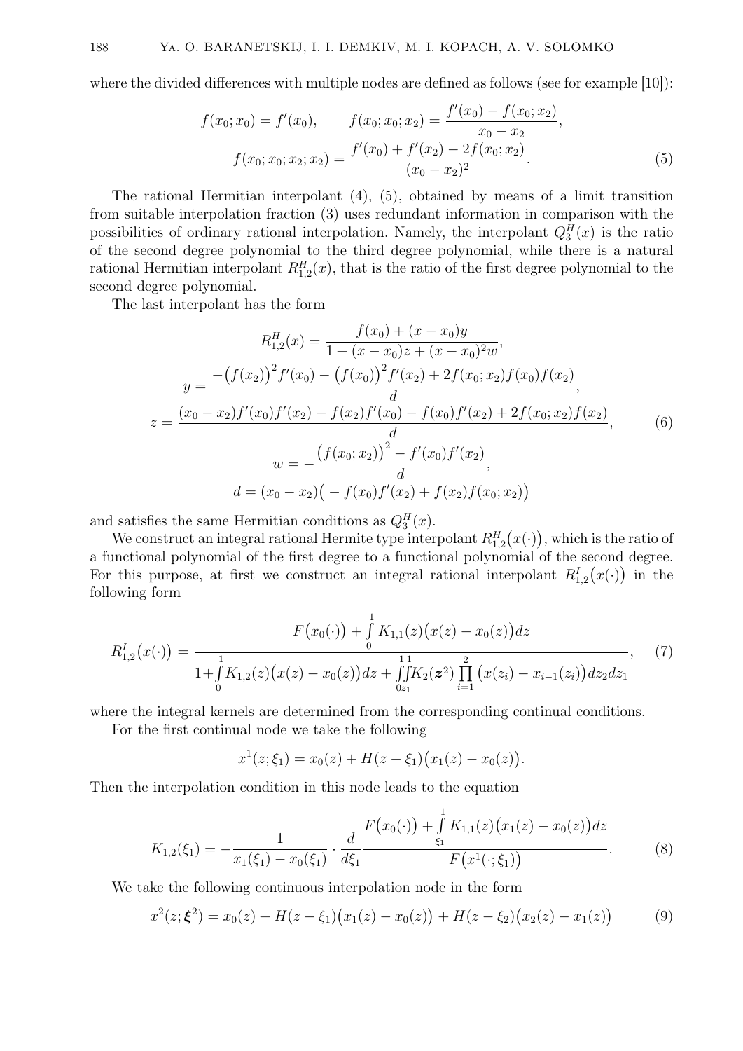where the divided differences with multiple nodes are defined as follows (see for example [10]):

$$
f(x_0;x_0)=f'(x_0),\qquad f(x_0;x_0;x_2)=\frac{f'(x_0)-f(x_0;x_2)}{x_0-x_2},
$$

$$
f(x_0;x_0;x_2;x_2)=\frac{f'(x_0)+f'(x_2)-2f(x_0;x_2)}{(x_0-x_2)^2}. \tag{5}
$$

The rational Hermitian interpolant (4), (5), obtained by means of a limit transition from suitable interpolation fraction (3) uses redundant information in comparison with the possibilities of ordinary rational interpolation. Namely, the interpolant $Q_3^H(x)$ is the ratio of the second degree polynomial to the third degree polynomial, while there is a natural rational Hermitian interpolant $R_{1,2}^H(x)$, that is the ratio of the first degree polynomial to the second degree polynomial.

The last interpolant has the form

$$
\begin{gathered}
R_{1,2}^H(x)=\frac{f(x_0)+(x-x_0)y}{1+(x-x_0)z+(x-x_0)^2w},\\
y=\frac{-\big(f(x_2)\big)^2f'(x_0)-\big(f(x_0)\big)^2f'(x_2)+2f(x_0;x_2)f(x_0)f(x_2)}{d},\\
z=\frac{(x_0-x_2)f'(x_0)f'(x_2)-f(x_2)f'(x_0)-f(x_0)f'(x_2)+2f(x_0;x_2)f(x_2)}{d},\\
w=-\frac{\big(f(x_0;x_2)\big)^2-f'(x_0)f'(x_2)}{d},\\
d=(x_0-x_2)\big(-f(x_0)f'(x_2)+f(x_2)f(x_0;x_2)\big)
\end{gathered} \tag{6}
$$

and satisfies the same Hermitian conditions as $Q_3^H(x)$.

We construct an integral rational Hermite type interpolant $R_{1,2}^H\big(x(\cdot)\big)$, which is the ratio of a functional polynomial of the first degree to a functional polynomial of the second degree. For this purpose, at first we construct an integral rational interpolant $R_{1,2}^I\big(x(\cdot)\big)$ in the following form

$$
R_{1,2}^I\big(x(\cdot)\big)=\frac{F\big(x_0(\cdot)\big)+\int\limits_0^1K_{1,1}(z)\big(x(z)-x_0(z)\big)dz}{1+\int\limits_0^1K_{1,2}(z)\big(x(z)-x_0(z)\big)dz+\int\limits_0^1\int\limits_{z_1}^1K_2(\boldsymbol{z}^2)\prod\limits_{i=1}^2\big(x(z_i)-x_{i-1}(z_i)\big)dz_2dz_1}, \tag{7}
$$

where the integral kernels are determined from the corresponding continual conditions.

For the first continual node we take the following

$$
x^1(z;\xi_1)=x_0(z)+H(z-\xi_1)\big(x_1(z)-x_0(z)\big).
$$

Then the interpolation condition in this node leads to the equation

$$
K_{1,2}(\xi_1)=-\frac{1}{x_1(\xi_1)-x_0(\xi_1)}\cdot\frac{d}{d\xi_1}\frac{F\big(x_0(\cdot)\big)+\int\limits_{\xi_1}^1K_{1,1}(z)\big(x_1(z)-x_0(z)\big)dz}{F\big(x^1(\cdot;\xi_1)\big)}. \tag{8}
$$

We take the following continuous interpolation node in the form

$$
x^2(z;\boldsymbol{\xi}^2)=x_0(z)+H(z-\xi_1)\big(x_1(z)-x_0(z)\big)+H(z-\xi_2)\big(x_2(z)-x_1(z)\big) \tag{9}
$$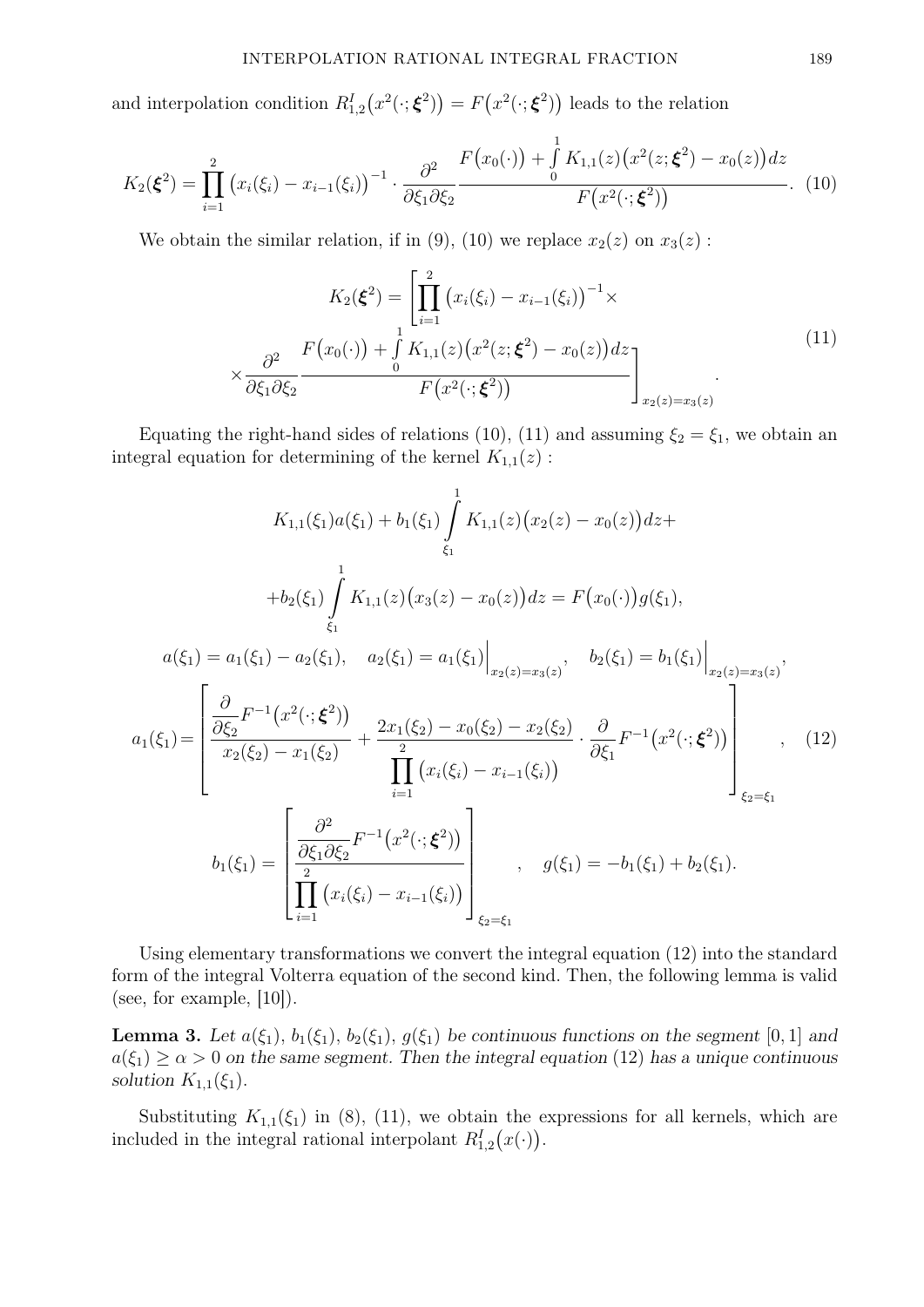and interpolation condition $R^I_{1,2}\big(x^2(\cdot;\boldsymbol{\xi}^2)\big) = F\big(x^2(\cdot;\boldsymbol{\xi}^2)\big)$ leads to the relation

$$K_2(\boldsymbol{\xi}^2) = \prod_{i=1}^{2}\big(x_i(\xi_i) - x_{i-1}(\xi_i)\big)^{-1} \cdot \frac{\partial^2}{\partial\xi_1\partial\xi_2}\frac{F\big(x_0(\cdot)\big) + \int\limits_0^1 K_{1,1}(z)\big(x^2(z;\boldsymbol{\xi}^2) - x_0(z)\big)dz}{F\big(x^2(\cdot;\boldsymbol{\xi}^2)\big)}. \quad (10)$$

We obtain the similar relation, if in (9), (10) we replace $x_2(z)$ on $x_3(z)$ :

$$K_2(\boldsymbol{\xi}^2) = \Bigg[\prod_{i=1}^{2}\big(x_i(\xi_i) - x_{i-1}(\xi_i)\big)^{-1} \times \\ \times \frac{\partial^2}{\partial\xi_1\partial\xi_2}\frac{F\big(x_0(\cdot)\big) + \int\limits_0^1 K_{1,1}(z)\big(x^2(z;\boldsymbol{\xi}^2) - x_0(z)\big)dz}{F\big(x^2(\cdot;\boldsymbol{\xi}^2)\big)}\Bigg]_{x_2(z)=x_3(z)}. \quad (11)$$

Equating the right-hand sides of relations (10), (11) and assuming $\xi_2 = \xi_1$, we obtain an integral equation for determining of the kernel $K_{1,1}(z)$ :

$$K_{1,1}(\xi_1)a(\xi_1) + b_1(\xi_1)\int\limits_{\xi_1}^{1} K_{1,1}(z)\big(x_2(z) - x_0(z)\big)dz +$$
$$+ b_2(\xi_1)\int\limits_{\xi_1}^{1} K_{1,1}(z)\big(x_3(z) - x_0(z)\big)dz = F\big(x_0(\cdot)\big)g(\xi_1),$$
$$a(\xi_1) = a_1(\xi_1) - a_2(\xi_1), \quad a_2(\xi_1) = a_1(\xi_1)\Big|_{x_2(z)=x_3(z)}, \quad b_2(\xi_1) = b_1(\xi_1)\Big|_{x_2(z)=x_3(z)},$$
$$a_1(\xi_1) = \left[\frac{\frac{\partial}{\partial\xi_2}F^{-1}\big(x^2(\cdot;\boldsymbol{\xi}^2)\big)}{x_2(\xi_2) - x_1(\xi_2)} + \frac{2x_1(\xi_2) - x_0(\xi_2) - x_2(\xi_2)}{\prod\limits_{i=1}^{2}\big(x_i(\xi_i) - x_{i-1}(\xi_i)\big)} \cdot \frac{\partial}{\partial\xi_1}F^{-1}\big(x^2(\cdot;\boldsymbol{\xi}^2)\big)\right]_{\xi_2=\xi_1}, \quad (12)$$
$$b_1(\xi_1) = \left[\frac{\frac{\partial^2}{\partial\xi_1\partial\xi_2}F^{-1}\big(x^2(\cdot;\boldsymbol{\xi}^2)\big)}{\prod\limits_{i=1}^{2}\big(x_i(\xi_i) - x_{i-1}(\xi_i)\big)}\right]_{\xi_2=\xi_1}, \quad g(\xi_1) = -b_1(\xi_1) + b_2(\xi_1).$$

Using elementary transformations we convert the integral equation (12) into the standard form of the integral Volterra equation of the second kind. Then, the following lemma is valid (see, for example, [10]).

**Lemma 3.** *Let $a(\xi_1)$, $b_1(\xi_1)$, $b_2(\xi_1)$, $g(\xi_1)$ be continuous functions on the segment $[0,1]$ and $a(\xi_1) \geq \alpha > 0$ on the same segment. Then the integral equation* (12) *has a unique continuous solution $K_{1,1}(\xi_1)$.*

Substituting $K_{1,1}(\xi_1)$ in (8), (11), we obtain the expressions for all kernels, which are included in the integral rational interpolant $R^I_{1,2}\big(x(\cdot)\big)$.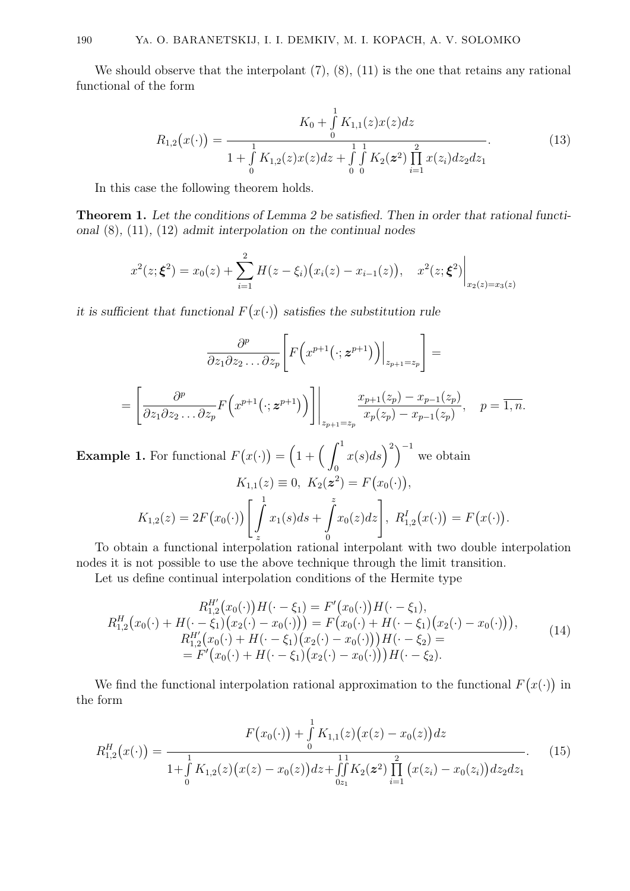We should observe that the interpolant (7), (8), (11) is the one that retains any rational functional of the form

$$R_{1,2}\big(x(\cdot)\big) = \frac{K_0 + \int\limits_0^1 K_{1,1}(z)x(z)dz}{1 + \int\limits_0^1 K_{1,2}(z)x(z)dz + \int\limits_0^1\int\limits_0^1 K_2(\boldsymbol{z}^2)\prod\limits_{i=1}^2 x(z_i)dz_2dz_1}. \tag{13}$$

In this case the following theorem holds.

**Theorem 1.** *Let the conditions of Lemma 2 be satisfied. Then in order that rational functional* (8), (11), (12) *admit interpolation on the continual nodes*

$$x^2(z;\boldsymbol{\xi}^2) = x_0(z) + \sum_{i=1}^2 H(z-\xi_i)\big(x_i(z) - x_{i-1}(z)\big), \quad x^2(z;\boldsymbol{\xi}^2)\bigg|_{x_2(z)=x_3(z)}$$

*it is sufficient that functional $F\big(x(\cdot)\big)$ satisfies the substitution rule*

$$\frac{\partial^p}{\partial z_1 \partial z_2 \ldots \partial z_p}\left[ F\Big(x^{p+1}\big(\cdot;\boldsymbol{z}^{p+1}\big)\Big)\Big|_{z_{p+1}=z_p}\right] =$$

$$= \left[\frac{\partial^p}{\partial z_1 \partial z_2 \ldots \partial z_p} F\Big(x^{p+1}\big(\cdot;\boldsymbol{z}^{p+1}\big)\Big)\right]\Bigg|_{z_{p+1}=z_p} \frac{x_{p+1}(z_p) - x_{p-1}(z_p)}{x_p(z_p) - x_{p-1}(z_p)}, \quad p=\overline{1,n}.$$

**Example 1.** For functional $F\big(x(\cdot)\big) = \Big(1 + \Big(\int_0^1 x(s)ds\Big)^2\Big)^{-1}$ we obtain

$$K_{1,1}(z) \equiv 0, \ K_2(\boldsymbol{z}^2) = F\big(x_0(\cdot)\big),$$

$$K_{1,2}(z) = 2F\big(x_0(\cdot)\big)\left[\int\limits_z^1 x_1(s)ds + \int\limits_0^z x_0(z)dz\right], \ R_{1,2}^I\big(x(\cdot)\big) = F\big(x(\cdot)\big).$$

To obtain a functional interpolation rational interpolant with two double interpolation nodes it is not possible to use the above technique through the limit transition.

Let us define continual interpolation conditions of the Hermite type

$$\begin{gathered} R_{1,2}^{H'}\big(x_0(\cdot)\big)H(\cdot - \xi_1) = F'\big(x_0(\cdot)\big)H(\cdot-\xi_1), \\ R_{1,2}^{H}\big(x_0(\cdot) + H(\cdot - \xi_1)\big(x_2(\cdot) - x_0(\cdot)\big)\big) = F\big(x_0(\cdot) + H(\cdot - \xi_1)\big(x_2(\cdot) - x_0(\cdot)\big)\big), \\ R_{1,2}^{H'}\big(x_0(\cdot) + H(\cdot - \xi_1)\big(x_2(\cdot) - x_0(\cdot)\big)\big)H(\cdot - \xi_2) = \\ = F'\big(x_0(\cdot) + H(\cdot - \xi_1)\big(x_2(\cdot) - x_0(\cdot)\big)\big)H(\cdot - \xi_2). \end{gathered} \tag{14}$$

We find the functional interpolation rational approximation to the functional $F\big(x(\cdot)\big)$ in the form

$$R_{1,2}^H\big(x(\cdot)\big) = \frac{F\big(x_0(\cdot)\big) + \int\limits_0^1 K_{1,1}(z)\big(x(z) - x_0(z)\big)dz}{1 + \int\limits_0^1 K_{1,2}(z)\big(x(z) - x_0(z)\big)dz + \int\limits_0^1\int\limits_{z_1}^1 K_2(\boldsymbol{z}^2)\prod\limits_{i=1}^2\big(x(z_i) - x_0(z_i)\big)dz_2dz_1}. \tag{15}$$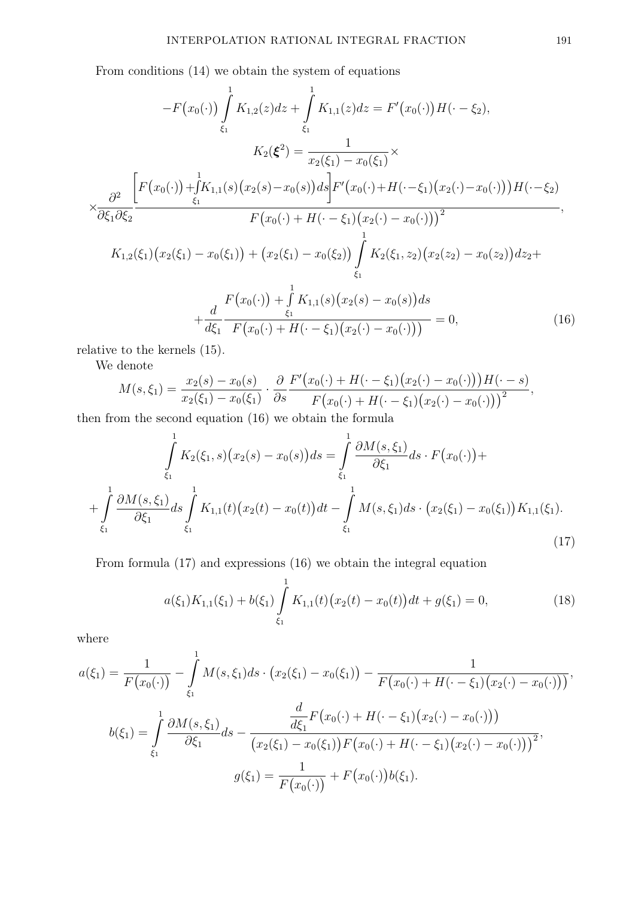From conditions (14) we obtain the system of equations

$$-F\big(x_0(\cdot)\big)\int\limits_{\xi_1}^{1} K_{1,2}(z)dz+\int\limits_{\xi_1}^{1} K_{1,1}(z)dz=F'\big(x_0(\cdot)\big)H(\cdot-\xi_2),$$

$$K_2(\boldsymbol{\xi}^2)=\frac{1}{x_2(\xi_1)-x_0(\xi_1)}\times$$

$$\times\frac{\partial^2}{\partial\xi_1\partial\xi_2}\frac{\left[F\big(x_0(\cdot)\big)+\int\limits_{\xi_1}^{1}K_{1,1}(s)\big(x_2(s)-x_0(s)\big)ds\right]F'\big(x_0(\cdot)+H(\cdot-\xi_1)\big(x_2(\cdot)-x_0(\cdot)\big)\big)H(\cdot-\xi_2)}{F\big(x_0(\cdot)+H(\cdot-\xi_1)\big(x_2(\cdot)-x_0(\cdot)\big)\big)^2},$$

$$K_{1,2}(\xi_1)\big(x_2(\xi_1)-x_0(\xi_1)\big)+\big(x_2(\xi_1)-x_0(\xi_2)\big)\int\limits_{\xi_1}^{1}K_2(\xi_1,z_2)\big(x_2(z_2)-x_0(z_2)\big)dz_2+$$

$$+\frac{d}{d\xi_1}\frac{F\big(x_0(\cdot)\big)+\int\limits_{\xi_1}^{1}K_{1,1}(s)\big(x_2(s)-x_0(s)\big)ds}{F\big(x_0(\cdot)+H(\cdot-\xi_1)\big(x_2(\cdot)-x_0(\cdot)\big)\big)}=0, \tag{16}$$

relative to the kernels (15).

We denote

$$M(s,\xi_1)=\frac{x_2(s)-x_0(s)}{x_2(\xi_1)-x_0(\xi_1)}\cdot\frac{\partial}{\partial s}\frac{F'\big(x_0(\cdot)+H(\cdot-\xi_1)\big(x_2(\cdot)-x_0(\cdot)\big)\big)H(\cdot-s)}{F\big(x_0(\cdot)+H(\cdot-\xi_1)\big(x_2(\cdot)-x_0(\cdot)\big)\big)^2},$$

then from the second equation (16) we obtain the formula

$$\int\limits_{\xi_1}^{1}K_2(\xi_1,s)\big(x_2(s)-x_0(s)\big)ds=\int\limits_{\xi_1}^{1}\frac{\partial M(s,\xi_1)}{\partial\xi_1}ds\cdot F\big(x_0(\cdot)\big)+$$

$$+\int\limits_{\xi_1}^{1}\frac{\partial M(s,\xi_1)}{\partial\xi_1}ds\int\limits_{\xi_1}^{1}K_{1,1}(t)\big(x_2(t)-x_0(t)\big)dt-\int\limits_{\xi_1}^{1}M(s,\xi_1)ds\cdot\big(x_2(\xi_1)-x_0(\xi_1)\big)K_{1,1}(\xi_1). \tag{17}$$

From formula (17) and expressions (16) we obtain the integral equation

$$a(\xi_1)K_{1,1}(\xi_1)+b(\xi_1)\int\limits_{\xi_1}^{1}K_{1,1}(t)\big(x_2(t)-x_0(t)\big)dt+g(\xi_1)=0, \tag{18}$$

where

$$a(\xi_1)=\frac{1}{F\big(x_0(\cdot)\big)}-\int\limits_{\xi_1}^{1}M(s,\xi_1)ds\cdot\big(x_2(\xi_1)-x_0(\xi_1)\big)-\frac{1}{F\big(x_0(\cdot)+H(\cdot-\xi_1)\big(x_2(\cdot)-x_0(\cdot)\big)\big)},$$

$$b(\xi_1)=\int\limits_{\xi_1}^{1}\frac{\partial M(s,\xi_1)}{\partial\xi_1}ds-\frac{\dfrac{d}{d\xi_1}F\big(x_0(\cdot)+H(\cdot-\xi_1)\big(x_2(\cdot)-x_0(\cdot)\big)\big)}{\big(x_2(\xi_1)-x_0(\xi_1)\big)F\big(x_0(\cdot)+H(\cdot-\xi_1)\big(x_2(\cdot)-x_0(\cdot)\big)\big)^2},$$

$$g(\xi_1)=\frac{1}{F\big(x_0(\cdot)\big)}+F\big(x_0(\cdot)\big)b(\xi_1).$$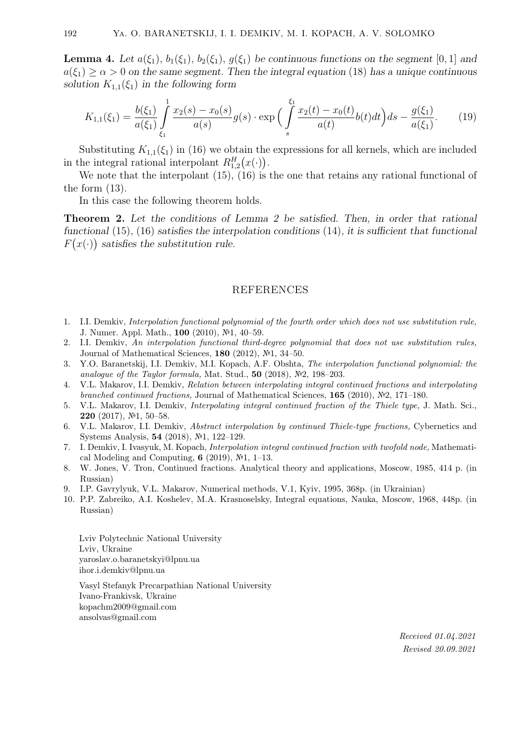**Lemma 4.** *Let $a(\xi_1)$, $b_1(\xi_1)$, $b_2(\xi_1)$, $g(\xi_1)$ be continuous functions on the segment $[0,1]$ and $a(\xi_1) \geq \alpha > 0$ on the same segment. Then the integral equation* (18) *has a unique continuous solution $K_{1,1}(\xi_1)$ in the following form*

$$K_{1,1}(\xi_1) = \frac{b(\xi_1)}{a(\xi_1)} \int_{\xi_1}^{1} \frac{x_2(s) - x_0(s)}{a(s)} g(s) \cdot \exp\Big( \int_{s}^{\xi_1} \frac{x_2(t) - x_0(t)}{a(t)} b(t) dt \Big) ds - \frac{g(\xi_1)}{a(\xi_1)}. \tag{19}$$

Substituting $K_{1,1}(\xi_1)$ in (16) we obtain the expressions for all kernels, which are included in the integral rational interpolant $R^H_{1,2}\big(x(\cdot)\big)$.

We note that the interpolant (15), (16) is the one that retains any rational functional of the form (13).

In this case the following theorem holds.

**Theorem 2.** *Let the conditions of Lemma 2 be satisfied. Then, in order that rational functional* (15), (16) *satisfies the interpolation conditions* (14), *it is sufficient that functional $F\big(x(\cdot)\big)$ satisfies the substitution rule.*

## REFERENCES

1. I.I. Demkiv, *Interpolation functional polynomial of the fourth order which does not use substitution rule,* J. Numer. Appl. Math., **100** (2010), №1, 40–59.
2. I.I. Demkiv, *An interpolation functional third-degree polynomial that does not use substitution rules,* Journal of Mathematical Sciences, **180** (2012), №1, 34–50.
3. Y.O. Baranetskij, I.I. Demkiv, M.I. Kopach, A.F. Obshta, *The interpolation functional polynomial: the analogue of the Taylor formula,* Mat. Stud., **50** (2018), №2, 198–203.
4. V.L. Makarov, I.I. Demkiv, *Relation between interpolating integral continued fractions and interpolating branched continued fractions,* Journal of Mathematical Sciences, **165** (2010), №2, 171–180.
5. V.L. Makarov, I.I. Demkiv, *Interpolating integral continued fraction of the Thiele type,* J. Math. Sci., **220** (2017), №1, 50–58.
6. V.L. Makarov, I.I. Demkiv, *Abstract interpolation by continued Thiele-type fractions,* Cybernetics and Systems Analysis, **54** (2018), №1, 122–129.
7. I. Demkiv, I. Ivasyuk, M. Kopach, *Interpolation integral continued fraction with twofold node,* Mathematical Modeling and Computing, **6** (2019), №1, 1–13.
8. W. Jones, V. Tron, Continued fractions. Analytical theory and applications, Moscow, 1985, 414 p. (in Russian)
9. I.P. Gavrylyuk, V.L. Makarov, Numerical methods, V.1, Kyiv, 1995, 368p. (in Ukrainian)
10. P.P. Zabreiko, A.I. Koshelev, M.A. Krasnoselsky, Integral equations, Nauka, Moscow, 1968, 448p. (in Russian)

Lviv Polytechnic National University
Lviv, Ukraine
yaroslav.o.baranetskyi@lpnu.ua
ihor.i.demkiv@lpnu.ua

Vasyl Stefanyk Precarpathian National University
Ivano-Frankivsk, Ukraine
kopachm2009@gmail.com
ansolvas@gmail.com

*Received 01.04.2021*
*Revised 20.09.2021*